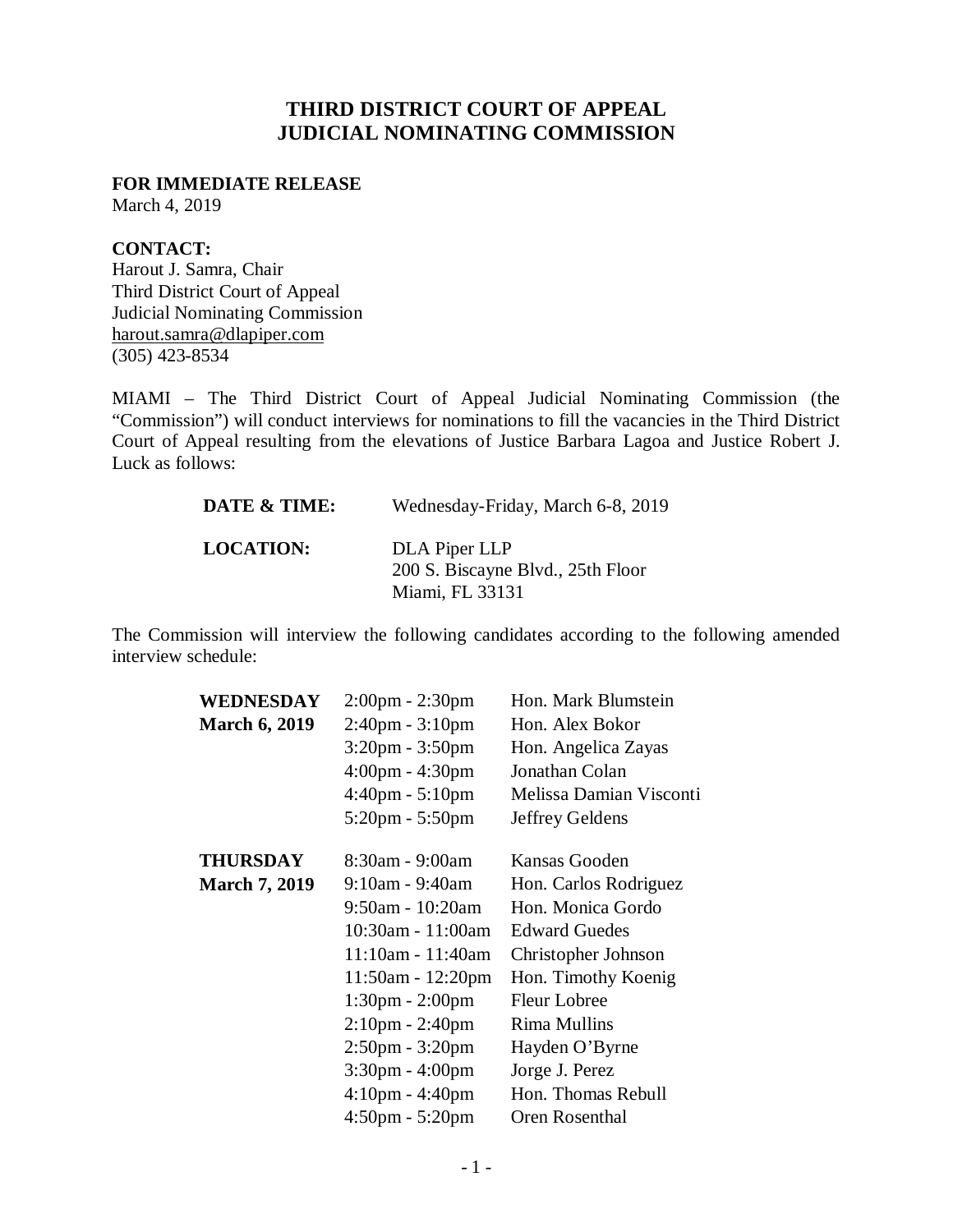# THIRD DISTRICT COURT OF APPEAL
# JUDICIAL NOMINATING COMMISSION

**FOR IMMEDIATE RELEASE**
March 4, 2019

**CONTACT:**
Harout J. Samra, Chair
Third District Court of Appeal
Judicial Nominating Commission
harout.samra@dlapiper.com
(305) 423-8534

MIAMI – The Third District Court of Appeal Judicial Nominating Commission (the "Commission") will conduct interviews for nominations to fill the vacancies in the Third District Court of Appeal resulting from the elevations of Justice Barbara Lagoa and Justice Robert J. Luck as follows:

| | |
|---|---|
| **DATE & TIME:** | Wednesday-Friday, March 6-8, 2019 |
| **LOCATION:** | DLA Piper LLP<br>200 S. Biscayne Blvd., 25th Floor<br>Miami, FL 33131 |

The Commission will interview the following candidates according to the following amended interview schedule:

| | | |
|---|---|---|
| **WEDNESDAY March 6, 2019** | 2:00pm - 2:30pm | Hon. Mark Blumstein |
| | 2:40pm - 3:10pm | Hon. Alex Bokor |
| | 3:20pm - 3:50pm | Hon. Angelica Zayas |
| | 4:00pm - 4:30pm | Jonathan Colan |
| | 4:40pm - 5:10pm | Melissa Damian Visconti |
| | 5:20pm - 5:50pm | Jeffrey Geldens |
| **THURSDAY March 7, 2019** | 8:30am - 9:00am | Kansas Gooden |
| | 9:10am - 9:40am | Hon. Carlos Rodriguez |
| | 9:50am - 10:20am | Hon. Monica Gordo |
| | 10:30am - 11:00am | Edward Guedes |
| | 11:10am - 11:40am | Christopher Johnson |
| | 11:50am - 12:20pm | Hon. Timothy Koenig |
| | 1:30pm - 2:00pm | Fleur Lobree |
| | 2:10pm - 2:40pm | Rima Mullins |
| | 2:50pm - 3:20pm | Hayden O'Byrne |
| | 3:30pm - 4:00pm | Jorge J. Perez |
| | 4:10pm - 4:40pm | Hon. Thomas Rebull |
| | 4:50pm - 5:20pm | Oren Rosenthal |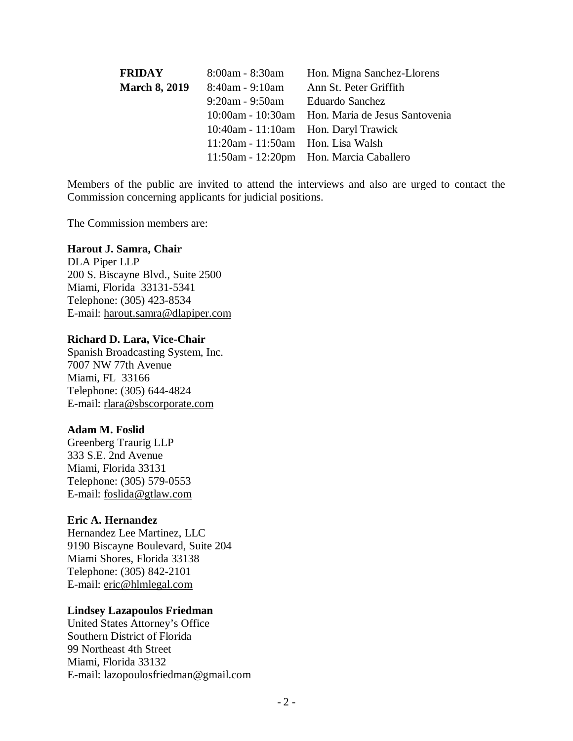| | | |
|---|---|---|
| **FRIDAY** | 8:00am - 8:30am | Hon. Migna Sanchez-Llorens |
| **March 8, 2019** | 8:40am - 9:10am | Ann St. Peter Griffith |
| | 9:20am - 9:50am | Eduardo Sanchez |
| | 10:00am - 10:30am | Hon. Maria de Jesus Santovenia |
| | 10:40am - 11:10am | Hon. Daryl Trawick |
| | 11:20am - 11:50am | Hon. Lisa Walsh |
| | 11:50am - 12:20pm | Hon. Marcia Caballero |

Members of the public are invited to attend the interviews and also are urged to contact the Commission concerning applicants for judicial positions.

The Commission members are:

**Harout J. Samra, Chair**
DLA Piper LLP
200 S. Biscayne Blvd., Suite 2500
Miami, Florida 33131-5341
Telephone: (305) 423-8534
E-mail: harout.samra@dlapiper.com

**Richard D. Lara, Vice-Chair**
Spanish Broadcasting System, Inc.
7007 NW 77th Avenue
Miami, FL 33166
Telephone: (305) 644-4824
E-mail: rlara@sbscorporate.com

**Adam M. Foslid**
Greenberg Traurig LLP
333 S.E. 2nd Avenue
Miami, Florida 33131
Telephone: (305) 579-0553
E-mail: foslida@gtlaw.com

**Eric A. Hernandez**
Hernandez Lee Martinez, LLC
9190 Biscayne Boulevard, Suite 204
Miami Shores, Florida 33138
Telephone: (305) 842-2101
E-mail: eric@hlmlegal.com

**Lindsey Lazapoulos Friedman**
United States Attorney's Office
Southern District of Florida
99 Northeast 4th Street
Miami, Florida 33132
E-mail: lazopoulosfriedman@gmail.com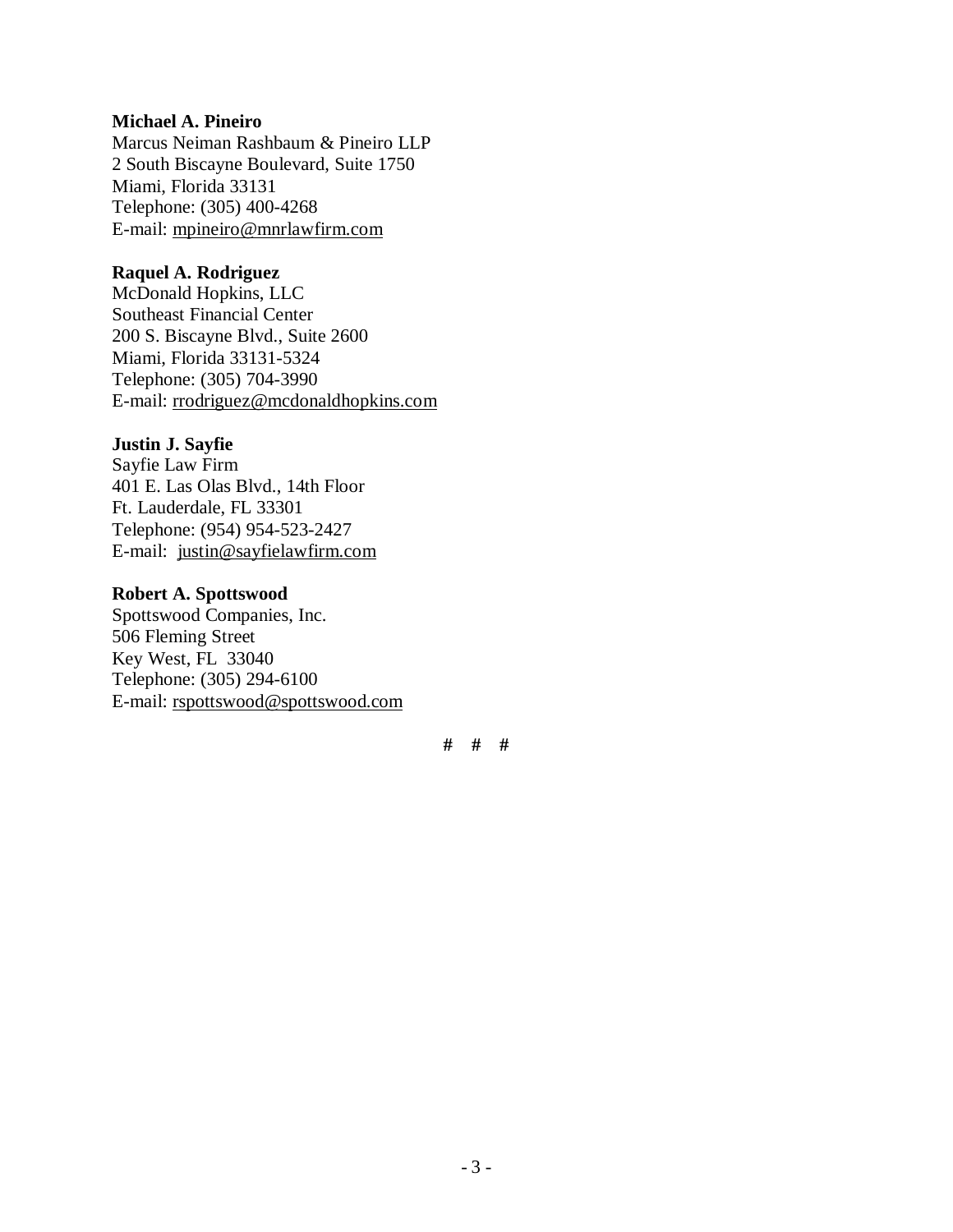**Michael A. Pineiro**
Marcus Neiman Rashbaum & Pineiro LLP
2 South Biscayne Boulevard, Suite 1750
Miami, Florida 33131
Telephone: (305) 400-4268
E-mail: mpineiro@mnrlawfirm.com

**Raquel A. Rodriguez**
McDonald Hopkins, LLC
Southeast Financial Center
200 S. Biscayne Blvd., Suite 2600
Miami, Florida 33131-5324
Telephone: (305) 704-3990
E-mail: rrodriguez@mcdonaldhopkins.com

**Justin J. Sayfie**
Sayfie Law Firm
401 E. Las Olas Blvd., 14th Floor
Ft. Lauderdale, FL 33301
Telephone: (954) 954-523-2427
E-mail: justin@sayfielawfirm.com

**Robert A. Spottswood**
Spottswood Companies, Inc.
506 Fleming Street
Key West, FL 33040
Telephone: (305) 294-6100
E-mail: rspottswood@spottswood.com

# # #